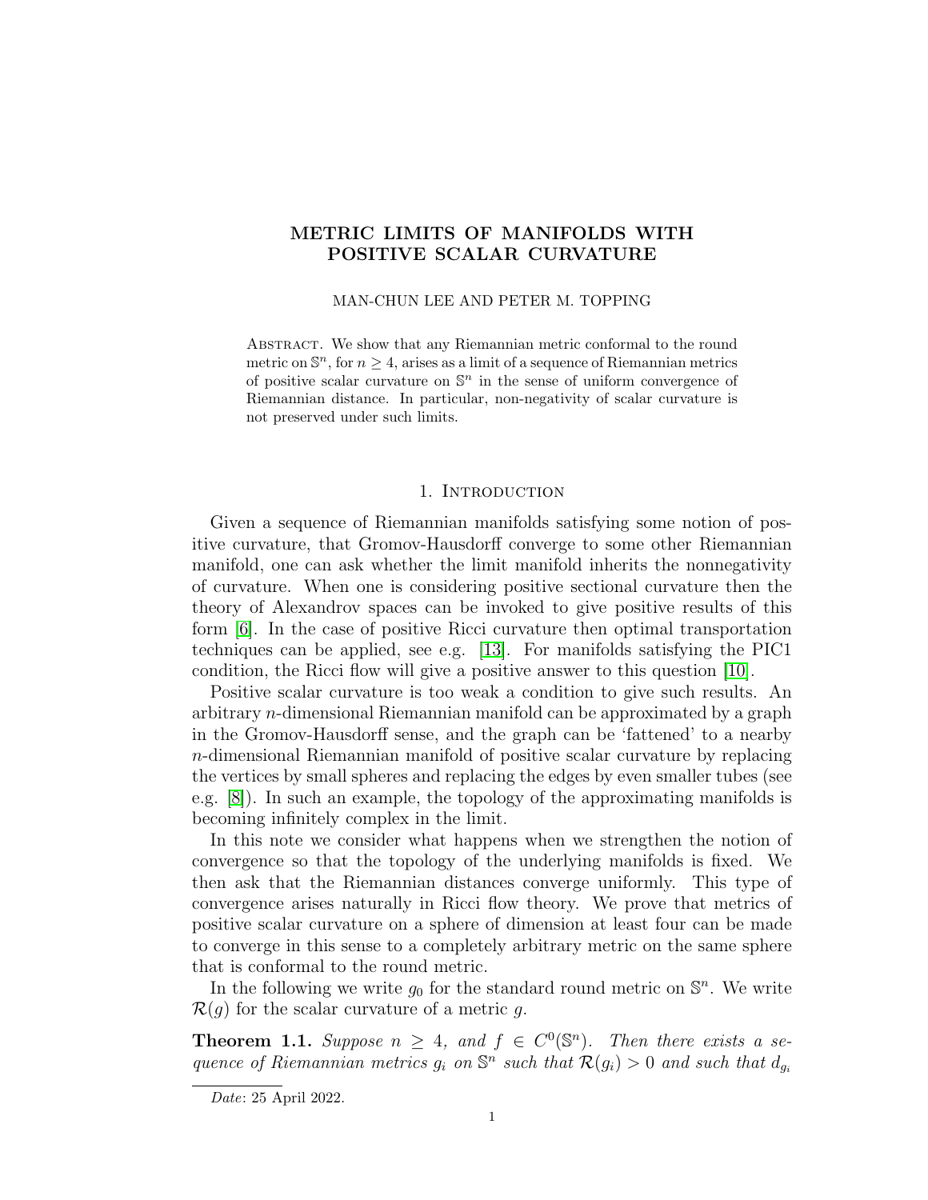# METRIC LIMITS OF MANIFOLDS WITH POSITIVE SCALAR CURVATURE

MAN-CHUN LEE AND PETER M. TOPPING

Abstract. We show that any Riemannian metric conformal to the round metric on $\mathbb{S}^n$, for $n \geq 4$, arises as a limit of a sequence of Riemannian metrics of positive scalar curvature on $\mathbb{S}^n$ in the sense of uniform convergence of Riemannian distance. In particular, non-negativity of scalar curvature is not preserved under such limits.

## 1. Introduction

Given a sequence of Riemannian manifolds satisfying some notion of positive curvature, that Gromov-Hausdorff converge to some other Riemannian manifold, one can ask whether the limit manifold inherits the nonnegativity of curvature. When one is considering positive sectional curvature then the theory of Alexandrov spaces can be invoked to give positive results of this form [6]. In the case of positive Ricci curvature then optimal transportation techniques can be applied, see e.g. [13]. For manifolds satisfying the PIC1 condition, the Ricci flow will give a positive answer to this question [10].

Positive scalar curvature is too weak a condition to give such results. An arbitrary $n$-dimensional Riemannian manifold can be approximated by a graph in the Gromov-Hausdorff sense, and the graph can be 'fattened' to a nearby $n$-dimensional Riemannian manifold of positive scalar curvature by replacing the vertices by small spheres and replacing the edges by even smaller tubes (see e.g. [8]). In such an example, the topology of the approximating manifolds is becoming infinitely complex in the limit.

In this note we consider what happens when we strengthen the notion of convergence so that the topology of the underlying manifolds is fixed. We then ask that the Riemannian distances converge uniformly. This type of convergence arises naturally in Ricci flow theory. We prove that metrics of positive scalar curvature on a sphere of dimension at least four can be made to converge in this sense to a completely arbitrary metric on the same sphere that is conformal to the round metric.

In the following we write $g_0$ for the standard round metric on $\mathbb{S}^n$. We write $\mathcal{R}(g)$ for the scalar curvature of a metric $g$.

**Theorem 1.1.** *Suppose $n \geq 4$, and $f \in C^0(\mathbb{S}^n)$. Then there exists a sequence of Riemannian metrics $g_i$ on $\mathbb{S}^n$ such that $\mathcal{R}(g_i) > 0$ and such that $d_{g_i}$*

Date: 25 April 2022.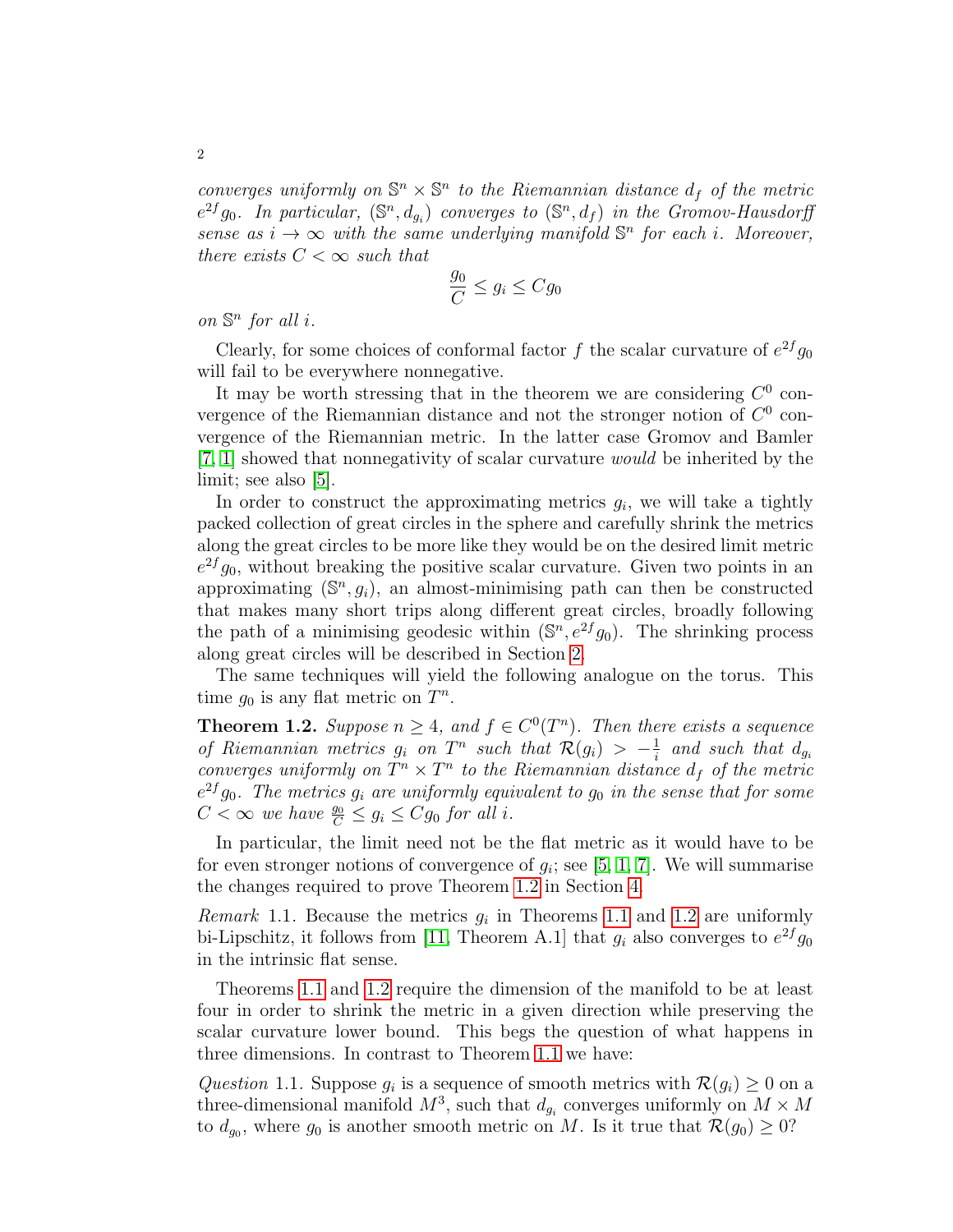*converges uniformly on $\mathbb{S}^n \times \mathbb{S}^n$ to the Riemannian distance $d_f$ of the metric $e^{2f}g_0$. In particular, $(\mathbb{S}^n, d_{g_i})$ converges to $(\mathbb{S}^n, d_f)$ in the Gromov-Hausdorff sense as $i \to \infty$ with the same underlying manifold $\mathbb{S}^n$ for each $i$. Moreover, there exists $C < \infty$ such that*

$$\frac{g_0}{C} \leq g_i \leq C g_0$$

*on $\mathbb{S}^n$ for all $i$.*

Clearly, for some choices of conformal factor $f$ the scalar curvature of $e^{2f}g_0$ will fail to be everywhere nonnegative.

It may be worth stressing that in the theorem we are considering $C^0$ convergence of the Riemannian distance and not the stronger notion of $C^0$ convergence of the Riemannian metric. In the latter case Gromov and Bamler [7, 1] showed that nonnegativity of scalar curvature *would* be inherited by the limit; see also [5].

In order to construct the approximating metrics $g_i$, we will take a tightly packed collection of great circles in the sphere and carefully shrink the metrics along the great circles to be more like they would be on the desired limit metric $e^{2f}g_0$, without breaking the positive scalar curvature. Given two points in an approximating $(\mathbb{S}^n, g_i)$, an almost-minimising path can then be constructed that makes many short trips along different great circles, broadly following the path of a minimising geodesic within $(\mathbb{S}^n, e^{2f}g_0)$. The shrinking process along great circles will be described in Section 2.

The same techniques will yield the following analogue on the torus. This time $g_0$ is any flat metric on $T^n$.

**Theorem 1.2.** *Suppose $n \geq 4$, and $f \in C^0(T^n)$. Then there exists a sequence of Riemannian metrics $g_i$ on $T^n$ such that $\mathcal{R}(g_i) > -\frac{1}{i}$ and such that $d_{g_i}$ converges uniformly on $T^n \times T^n$ to the Riemannian distance $d_f$ of the metric $e^{2f}g_0$. The metrics $g_i$ are uniformly equivalent to $g_0$ in the sense that for some $C < \infty$ we have $\frac{g_0}{C} \leq g_i \leq C g_0$ for all $i$.*

In particular, the limit need not be the flat metric as it would have to be for even stronger notions of convergence of $g_i$; see [5, 1, 7]. We will summarise the changes required to prove Theorem 1.2 in Section 4.

*Remark* 1.1. Because the metrics $g_i$ in Theorems 1.1 and 1.2 are uniformly bi-Lipschitz, it follows from [11, Theorem A.1] that $g_i$ also converges to $e^{2f}g_0$ in the intrinsic flat sense.

Theorems 1.1 and 1.2 require the dimension of the manifold to be at least four in order to shrink the metric in a given direction while preserving the scalar curvature lower bound. This begs the question of what happens in three dimensions. In contrast to Theorem 1.1 we have:

*Question* 1.1. Suppose $g_i$ is a sequence of smooth metrics with $\mathcal{R}(g_i) \geq 0$ on a three-dimensional manifold $M^3$, such that $d_{g_i}$ converges uniformly on $M \times M$ to $d_{g_0}$, where $g_0$ is another smooth metric on $M$. Is it true that $\mathcal{R}(g_0) \geq 0$?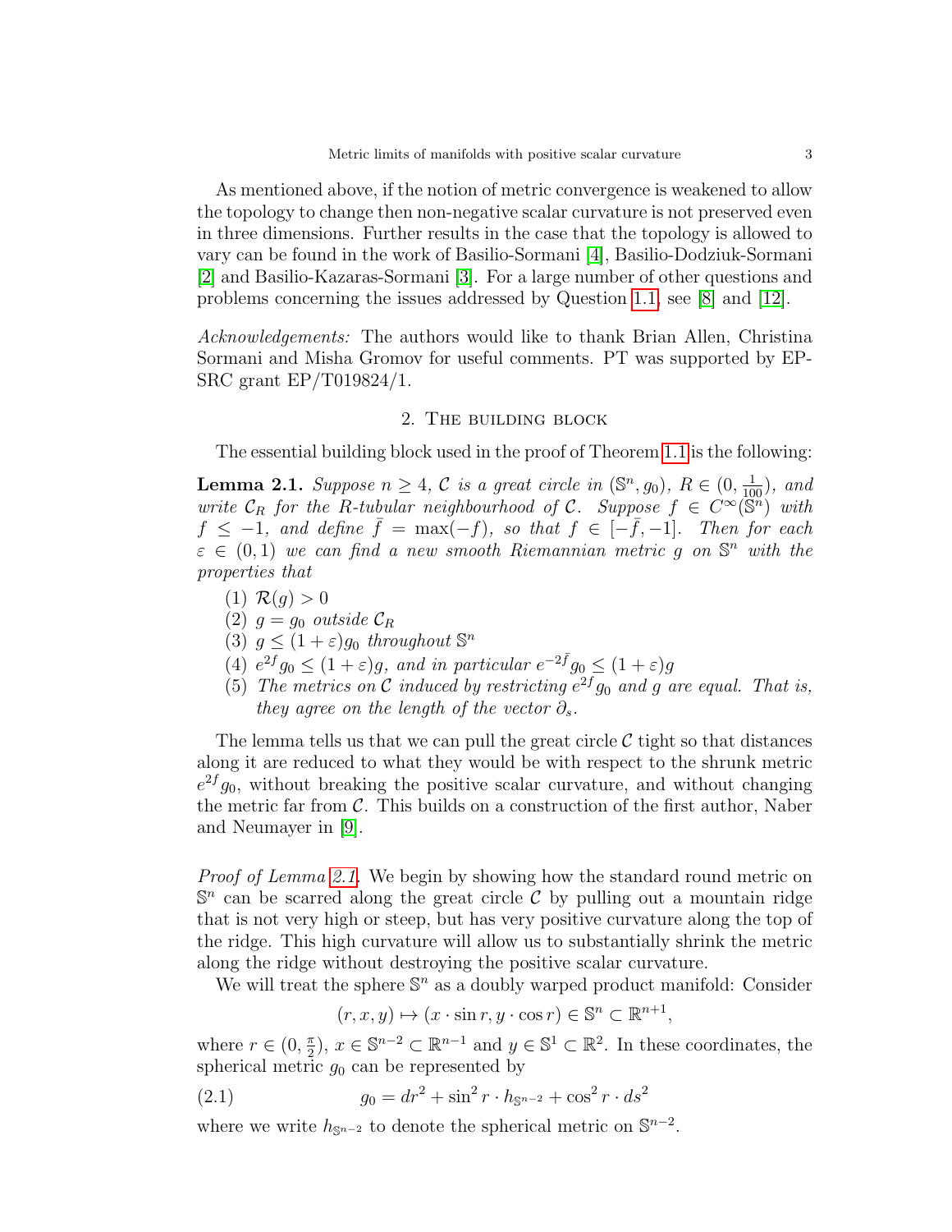As mentioned above, if the notion of metric convergence is weakened to allow the topology to change then non-negative scalar curvature is not preserved even in three dimensions. Further results in the case that the topology is allowed to vary can be found in the work of Basilio-Sormani [4], Basilio-Dodziuk-Sormani [2] and Basilio-Kazaras-Sormani [3]. For a large number of other questions and problems concerning the issues addressed by Question 1.1, see [8] and [12].

*Acknowledgements:* The authors would like to thank Brian Allen, Christina Sormani and Misha Gromov for useful comments. PT was supported by EPSRC grant EP/T019824/1.

## 2. The building block

The essential building block used in the proof of Theorem 1.1 is the following:

**Lemma 2.1.** *Suppose $n \geq 4$, $\mathcal{C}$ is a great circle in $(\mathbb{S}^n, g_0)$, $R \in (0, \frac{1}{100})$, and write $\mathcal{C}_R$ for the $R$-tubular neighbourhood of $\mathcal{C}$. Suppose $f \in C^\infty(\mathbb{S}^n)$ with $f \leq -1$, and define $\bar{f} = \max(-f)$, so that $f \in [-\bar{f}, -1]$. Then for each $\varepsilon \in (0,1)$ we can find a new smooth Riemannian metric $g$ on $\mathbb{S}^n$ with the properties that*

1. $\mathcal{R}(g) > 0$
2. $g = g_0$ *outside* $\mathcal{C}_R$
3. $g \leq (1+\varepsilon) g_0$ *throughout* $\mathbb{S}^n$
4. $e^{2f} g_0 \leq (1+\varepsilon) g$, *and in particular* $e^{-2\bar{f}} g_0 \leq (1+\varepsilon) g$
5. *The metrics on* $\mathcal{C}$ *induced by restricting* $e^{2f} g_0$ *and* $g$ *are equal. That is, they agree on the length of the vector* $\partial_s$.

The lemma tells us that we can pull the great circle $\mathcal{C}$ tight so that distances along it are reduced to what they would be with respect to the shrunk metric $e^{2f} g_0$, without breaking the positive scalar curvature, and without changing the metric far from $\mathcal{C}$. This builds on a construction of the first author, Naber and Neumayer in [9].

*Proof of Lemma 2.1.* We begin by showing how the standard round metric on $\mathbb{S}^n$ can be scarred along the great circle $\mathcal{C}$ by pulling out a mountain ridge that is not very high or steep, but has very positive curvature along the top of the ridge. This high curvature will allow us to substantially shrink the metric along the ridge without destroying the positive scalar curvature.

We will treat the sphere $\mathbb{S}^n$ as a doubly warped product manifold: Consider

$$(r, x, y) \mapsto (x \cdot \sin r, y \cdot \cos r) \in \mathbb{S}^n \subset \mathbb{R}^{n+1},$$

where $r \in (0, \frac{\pi}{2})$, $x \in \mathbb{S}^{n-2} \subset \mathbb{R}^{n-1}$ and $y \in \mathbb{S}^1 \subset \mathbb{R}^2$. In these coordinates, the spherical metric $g_0$ can be represented by

$$g_0 = dr^2 + \sin^2 r \cdot h_{\mathbb{S}^{n-2}} + \cos^2 r \cdot ds^2 \tag{2.1}$$

where we write $h_{\mathbb{S}^{n-2}}$ to denote the spherical metric on $\mathbb{S}^{n-2}$.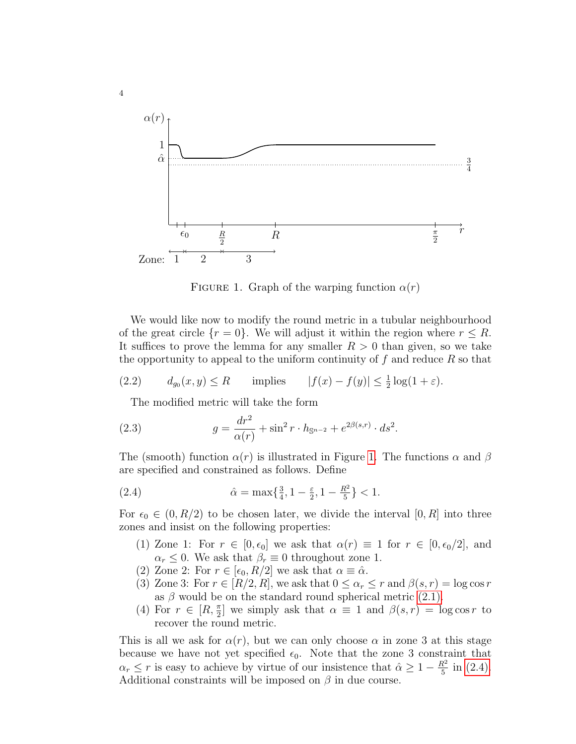FIGURE 1. Graph of the warping function $\alpha(r)$

We would like now to modify the round metric in a tubular neighbourhood of the great circle $\{r = 0\}$. We will adjust it within the region where $r \leq R$. It suffices to prove the lemma for any smaller $R > 0$ than given, so we take the opportunity to appeal to the uniform continuity of $f$ and reduce $R$ so that

$$d_{g_0}(x, y) \leq R \qquad \text{implies} \qquad |f(x) - f(y)| \leq \tfrac{1}{2}\log(1 + \varepsilon). \tag{2.2}$$

The modified metric will take the form

$$g = \frac{dr^2}{\alpha(r)} + \sin^2 r \cdot h_{\mathbb{S}^{n-2}} + e^{2\beta(s,r)} \cdot ds^2. \tag{2.3}$$

The (smooth) function $\alpha(r)$ is illustrated in Figure 1. The functions $\alpha$ and $\beta$ are specified and constrained as follows. Define

$$\hat{\alpha} = \max\{\tfrac{3}{4}, 1 - \tfrac{\varepsilon}{2}, 1 - \tfrac{R^2}{5}\} < 1. \tag{2.4}$$

For $\epsilon_0 \in (0, R/2)$ to be chosen later, we divide the interval $[0, R]$ into three zones and insist on the following properties:

1. Zone 1: For $r \in [0, \epsilon_0]$ we ask that $\alpha(r) \equiv 1$ for $r \in [0, \epsilon_0/2]$, and $\alpha_r \leq 0$. We ask that $\beta_r \equiv 0$ throughout zone 1.
2. Zone 2: For $r \in [\epsilon_0, R/2]$ we ask that $\alpha \equiv \hat{\alpha}$.
3. Zone 3: For $r \in [R/2, R]$, we ask that $0 \leq \alpha_r \leq r$ and $\beta(s, r) = \log \cos r$ as $\beta$ would be on the standard round spherical metric (2.1).
4. For $r \in [R, \frac{\pi}{2}]$ we simply ask that $\alpha \equiv 1$ and $\beta(s, r) = \log \cos r$ to recover the round metric.

This is all we ask for $\alpha(r)$, but we can only choose $\alpha$ in zone 3 at this stage because we have not yet specified $\epsilon_0$. Note that the zone 3 constraint that $\alpha_r \leq r$ is easy to achieve by virtue of our insistence that $\hat{\alpha} \geq 1 - \frac{R^2}{5}$ in (2.4). Additional constraints will be imposed on $\beta$ in due course.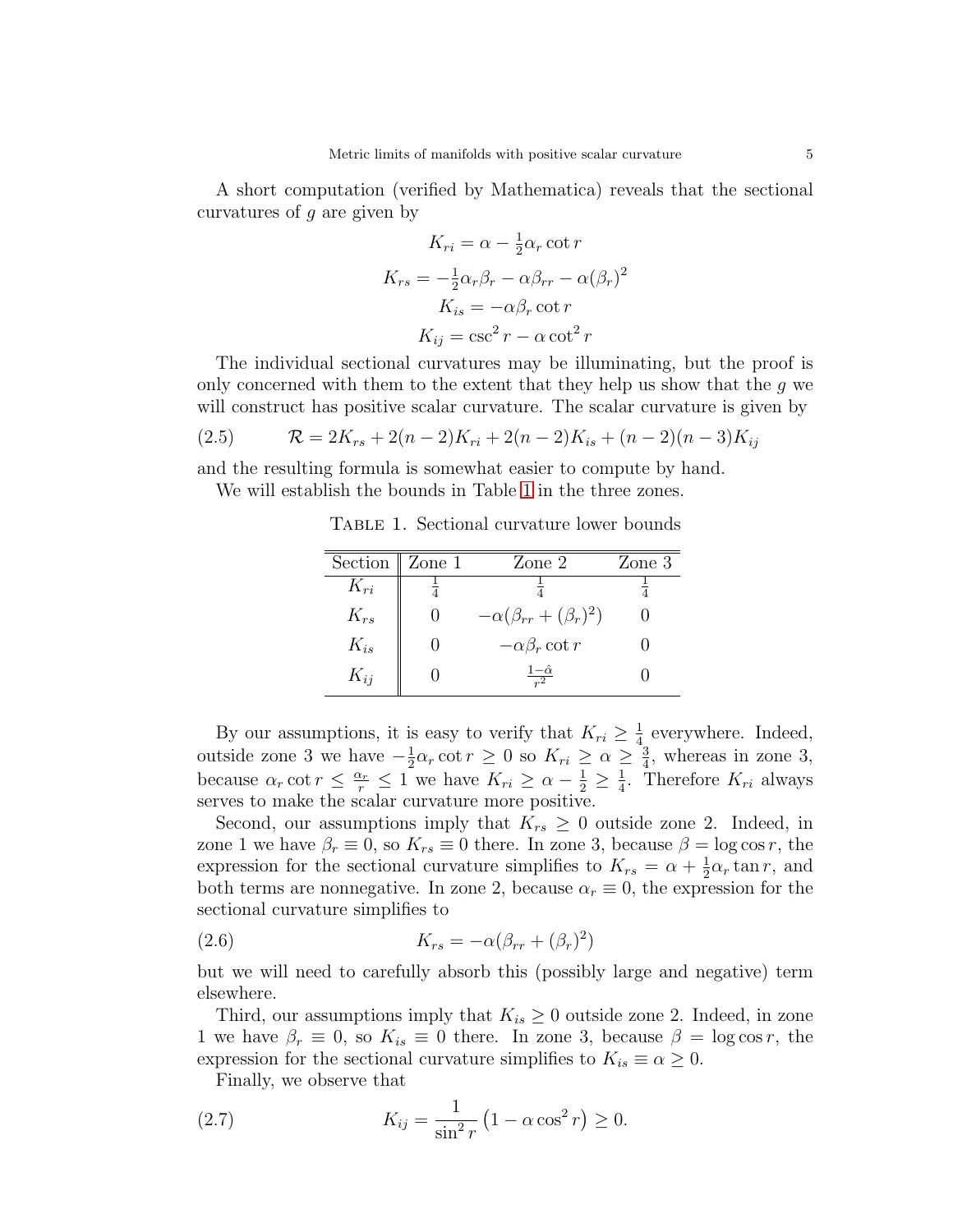A short computation (verified by Mathematica) reveals that the sectional curvatures of $g$ are given by

$$K_{ri} = \alpha - \tfrac{1}{2}\alpha_r \cot r$$

$$K_{rs} = -\tfrac{1}{2}\alpha_r\beta_r - \alpha\beta_{rr} - \alpha(\beta_r)^2$$

$$K_{is} = -\alpha\beta_r \cot r$$

$$K_{ij} = \csc^2 r - \alpha \cot^2 r$$

The individual sectional curvatures may be illuminating, but the proof is only concerned with them to the extent that they help us show that the $g$ we will construct has positive scalar curvature. The scalar curvature is given by

$$\mathcal{R} = 2K_{rs} + 2(n-2)K_{ri} + 2(n-2)K_{is} + (n-2)(n-3)K_{ij} \tag{2.5}$$

and the resulting formula is somewhat easier to compute by hand.

We will establish the bounds in Table 1 in the three zones.

Table 1. Sectional curvature lower bounds

| Section | Zone 1 | Zone 2 | Zone 3 |
|---|---|---|---|
| $K_{ri}$ | $\frac{1}{4}$ | $\frac{1}{4}$ | $\frac{1}{4}$ |
| $K_{rs}$ | $0$ | $-\alpha(\beta_{rr} + (\beta_r)^2)$ | $0$ |
| $K_{is}$ | $0$ | $-\alpha\beta_r \cot r$ | $0$ |
| $K_{ij}$ | $0$ | $\frac{1-\hat{\alpha}}{r^2}$ | $0$ |

By our assumptions, it is easy to verify that $K_{ri} \geq \frac{1}{4}$ everywhere. Indeed, outside zone 3 we have $-\frac{1}{2}\alpha_r \cot r \geq 0$ so $K_{ri} \geq \alpha \geq \frac{3}{4}$, whereas in zone 3, because $\alpha_r \cot r \leq \frac{\alpha_r}{r} \leq 1$ we have $K_{ri} \geq \alpha - \frac{1}{2} \geq \frac{1}{4}$. Therefore $K_{ri}$ always serves to make the scalar curvature more positive.

Second, our assumptions imply that $K_{rs} \geq 0$ outside zone 2. Indeed, in zone 1 we have $\beta_r \equiv 0$, so $K_{rs} \equiv 0$ there. In zone 3, because $\beta = \log \cos r$, the expression for the sectional curvature simplifies to $K_{rs} = \alpha + \frac{1}{2}\alpha_r \tan r$, and both terms are nonnegative. In zone 2, because $\alpha_r \equiv 0$, the expression for the sectional curvature simplifies to

$$K_{rs} = -\alpha(\beta_{rr} + (\beta_r)^2) \tag{2.6}$$

but we will need to carefully absorb this (possibly large and negative) term elsewhere.

Third, our assumptions imply that $K_{is} \geq 0$ outside zone 2. Indeed, in zone 1 we have $\beta_r \equiv 0$, so $K_{is} \equiv 0$ there. In zone 3, because $\beta = \log \cos r$, the expression for the sectional curvature simplifies to $K_{is} \equiv \alpha \geq 0$.

Finally, we observe that

$$K_{ij} = \frac{1}{\sin^2 r}\left(1 - \alpha \cos^2 r\right) \geq 0. \tag{2.7}$$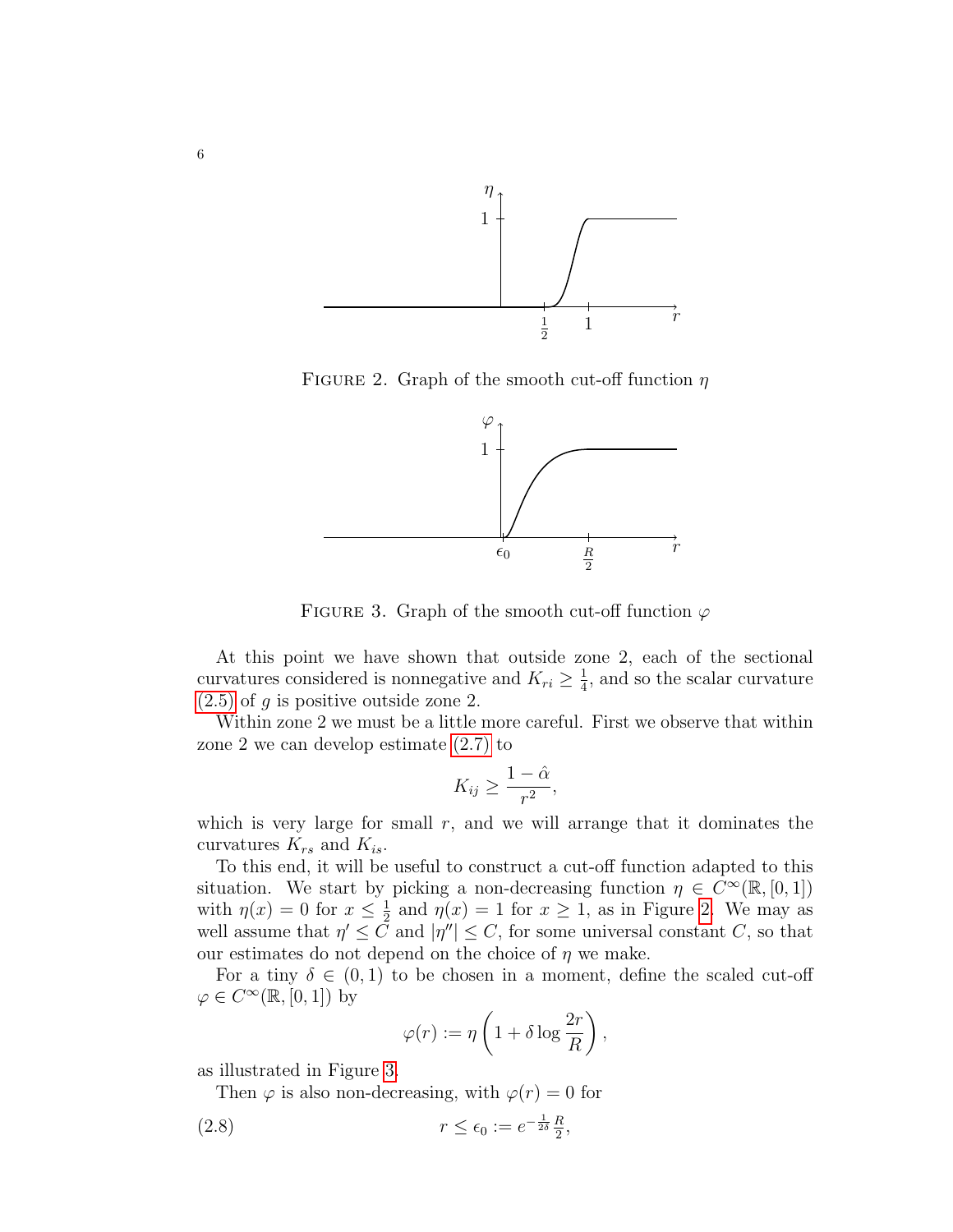FIGURE 2. Graph of the smooth cut-off function $\eta$

FIGURE 3. Graph of the smooth cut-off function $\varphi$

At this point we have shown that outside zone 2, each of the sectional curvatures considered is nonnegative and $K_{ri} \geq \frac{1}{4}$, and so the scalar curvature (2.5) of $g$ is positive outside zone 2.

Within zone 2 we must be a little more careful. First we observe that within zone 2 we can develop estimate (2.7) to

$$K_{ij} \geq \frac{1-\hat{\alpha}}{r^2},$$

which is very large for small $r$, and we will arrange that it dominates the curvatures $K_{rs}$ and $K_{is}$.

To this end, it will be useful to construct a cut-off function adapted to this situation. We start by picking a non-decreasing function $\eta \in C^\infty(\mathbb{R}, [0,1])$ with $\eta(x) = 0$ for $x \leq \frac{1}{2}$ and $\eta(x) = 1$ for $x \geq 1$, as in Figure 2. We may as well assume that $\eta' \leq C$ and $|\eta''| \leq C$, for some universal constant $C$, so that our estimates do not depend on the choice of $\eta$ we make.

For a tiny $\delta \in (0,1)$ to be chosen in a moment, define the scaled cut-off $\varphi \in C^\infty(\mathbb{R}, [0,1])$ by

$$\varphi(r) := \eta\left(1 + \delta \log \frac{2r}{R}\right),$$

as illustrated in Figure 3.

Then $\varphi$ is also non-decreasing, with $\varphi(r) = 0$ for

$$r \leq \epsilon_0 := e^{-\frac{1}{2\delta}} \frac{R}{2}, \tag{2.8}$$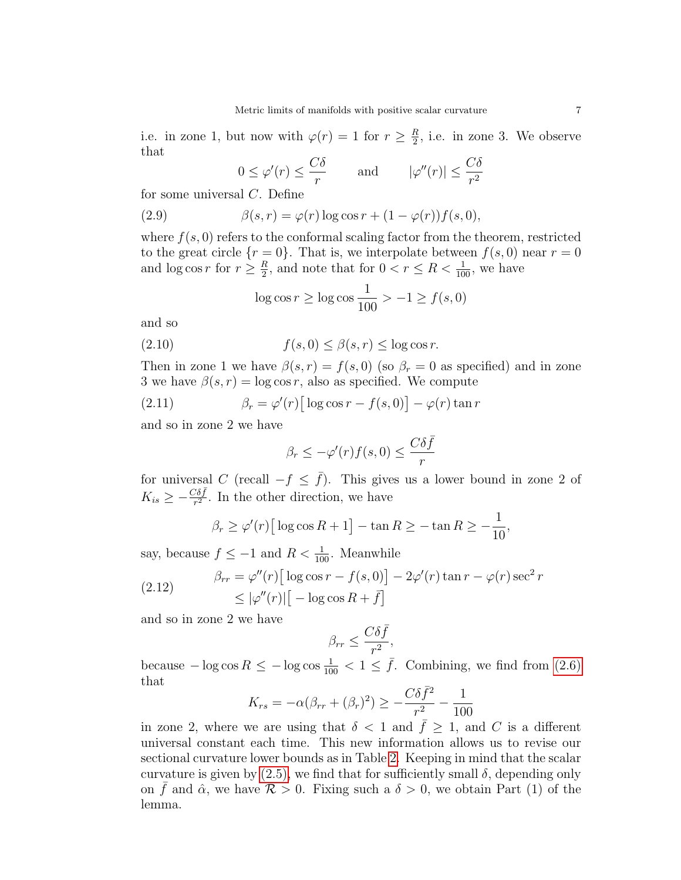i.e. in zone 1, but now with $\varphi(r) = 1$ for $r \geq \frac{R}{2}$, i.e. in zone 3. We observe that

$$0 \leq \varphi'(r) \leq \frac{C\delta}{r} \qquad \text{and} \qquad |\varphi''(r)| \leq \frac{C\delta}{r^2}$$

for some universal $C$. Define

$$\beta(s, r) = \varphi(r) \log \cos r + (1 - \varphi(r)) f(s, 0), \tag{2.9}$$

where $f(s, 0)$ refers to the conformal scaling factor from the theorem, restricted to the great circle $\{r = 0\}$. That is, we interpolate between $f(s, 0)$ near $r = 0$ and $\log \cos r$ for $r \geq \frac{R}{2}$, and note that for $0 < r \leq R < \frac{1}{100}$, we have

$$\log \cos r \geq \log \cos \frac{1}{100} > -1 \geq f(s, 0)$$

and so

$$f(s, 0) \leq \beta(s, r) \leq \log \cos r. \tag{2.10}$$

Then in zone 1 we have $\beta(s, r) = f(s, 0)$ (so $\beta_r = 0$ as specified) and in zone 3 we have $\beta(s, r) = \log \cos r$, also as specified. We compute

$$\beta_r = \varphi'(r)\big[\log \cos r - f(s, 0)\big] - \varphi(r) \tan r \tag{2.11}$$

and so in zone 2 we have

$$\beta_r \leq -\varphi'(r) f(s, 0) \leq \frac{C\delta \bar{f}}{r}$$

for universal $C$ (recall $-f \leq \bar{f}$). This gives us a lower bound in zone 2 of $K_{is} \geq -\frac{C\delta\bar{f}}{r^2}$. In the other direction, we have

$$\beta_r \geq \varphi'(r)\big[\log \cos R + 1\big] - \tan R \geq -\tan R \geq -\frac{1}{10},$$

say, because $f \leq -1$ and $R < \frac{1}{100}$. Meanwhile

$$\begin{aligned}\beta_{rr} &= \varphi''(r)\big[\log \cos r - f(s, 0)\big] - 2\varphi'(r) \tan r - \varphi(r) \sec^2 r \\ &\leq |\varphi''(r)|\big[-\log \cos R + \bar{f}\big]\end{aligned} \tag{2.12}$$

and so in zone 2 we have

$$\beta_{rr} \leq \frac{C\delta\bar{f}}{r^2},$$

because $-\log \cos R \leq -\log \cos \frac{1}{100} < 1 \leq \bar{f}$. Combining, we find from (2.6) that

$$K_{rs} = -\alpha(\beta_{rr} + (\beta_r)^2) \geq -\frac{C\delta\bar{f}^2}{r^2} - \frac{1}{100}$$

in zone 2, where we are using that $\delta < 1$ and $\bar{f} \geq 1$, and $C$ is a different universal constant each time. This new information allows us to revise our sectional curvature lower bounds as in Table 2. Keeping in mind that the scalar curvature is given by (2.5), we find that for sufficiently small $\delta$, depending only on $\bar{f}$ and $\hat{\alpha}$, we have $\mathcal{R} > 0$. Fixing such a $\delta > 0$, we obtain Part (1) of the lemma.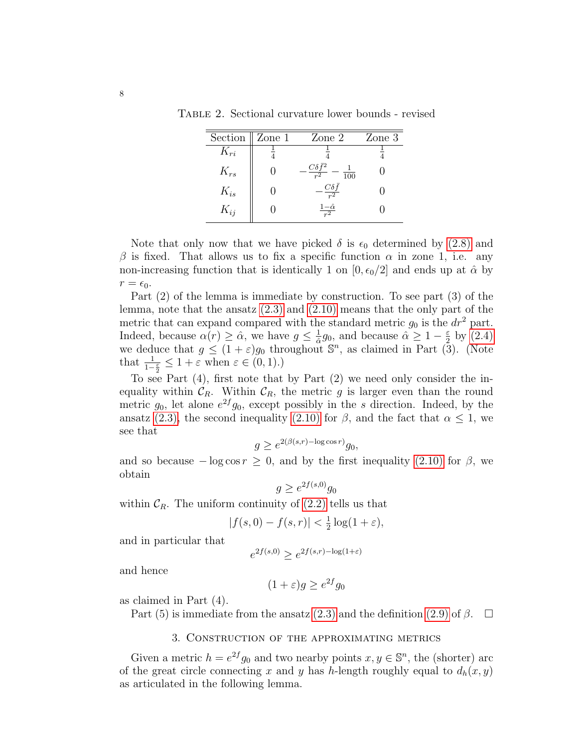Table 2. Sectional curvature lower bounds - revised

| Section | Zone 1 | Zone 2 | Zone 3 |
|---|---|---|---|
| $K_{ri}$ | $\frac{1}{4}$ | $\frac{1}{4}$ | $\frac{1}{4}$ |
| $K_{rs}$ | $0$ | $-\frac{C\delta \bar{f}^2}{r^2} - \frac{1}{100}$ | $0$ |
| $K_{is}$ | $0$ | $-\frac{C\delta \bar{f}}{r^2}$ | $0$ |
| $K_{ij}$ | $0$ | $\frac{1-\hat{\alpha}}{r^2}$ | $0$ |

Note that only now that we have picked $\delta$ is $\epsilon_0$ determined by (2.8) and $\beta$ is fixed. That allows us to fix a specific function $\alpha$ in zone 1, i.e. any non-increasing function that is identically 1 on $[0, \epsilon_0/2]$ and ends up at $\hat{\alpha}$ by $r = \epsilon_0$.

Part (2) of the lemma is immediate by construction. To see part (3) of the lemma, note that the ansatz (2.3) and (2.10) means that the only part of the metric that can expand compared with the standard metric $g_0$ is the $dr^2$ part. Indeed, because $\alpha(r) \geq \hat{\alpha}$, we have $g \leq \frac{1}{\hat{\alpha}} g_0$, and because $\hat{\alpha} \geq 1 - \frac{\varepsilon}{2}$ by (2.4) we deduce that $g \leq (1+\varepsilon) g_0$ throughout $\mathbb{S}^n$, as claimed in Part (3). (Note that $\frac{1}{1-\frac{\varepsilon}{2}} \leq 1 + \varepsilon$ when $\varepsilon \in (0,1)$.)

To see Part (4), first note that by Part (2) we need only consider the inequality within $\mathcal{C}_R$. Within $\mathcal{C}_R$, the metric $g$ is larger even than the round metric $g_0$, let alone $e^{2f} g_0$, except possibly in the $s$ direction. Indeed, by the ansatz (2.3), the second inequality (2.10) for $\beta$, and the fact that $\alpha \leq 1$, we see that

$$g \geq e^{2(\beta(s,r) - \log \cos r)} g_0,$$

and so because $-\log \cos r \geq 0$, and by the first inequality (2.10) for $\beta$, we obtain

$$g \geq e^{2f(s,0)} g_0$$

within $\mathcal{C}_R$. The uniform continuity of (2.2) tells us that

$$|f(s,0) - f(s,r)| < \tfrac{1}{2} \log(1+\varepsilon),$$

and in particular that

$$e^{2f(s,0)} \geq e^{2f(s,r) - \log(1+\varepsilon)}$$

and hence

$$(1+\varepsilon) g \geq e^{2f} g_0$$

as claimed in Part (4).

Part (5) is immediate from the ansatz (2.3) and the definition (2.9) of $\beta$. $\square$

## 3. Construction of the approximating metrics

Given a metric $h = e^{2f} g_0$ and two nearby points $x, y \in \mathbb{S}^n$, the (shorter) arc of the great circle connecting $x$ and $y$ has $h$-length roughly equal to $d_h(x,y)$ as articulated in the following lemma.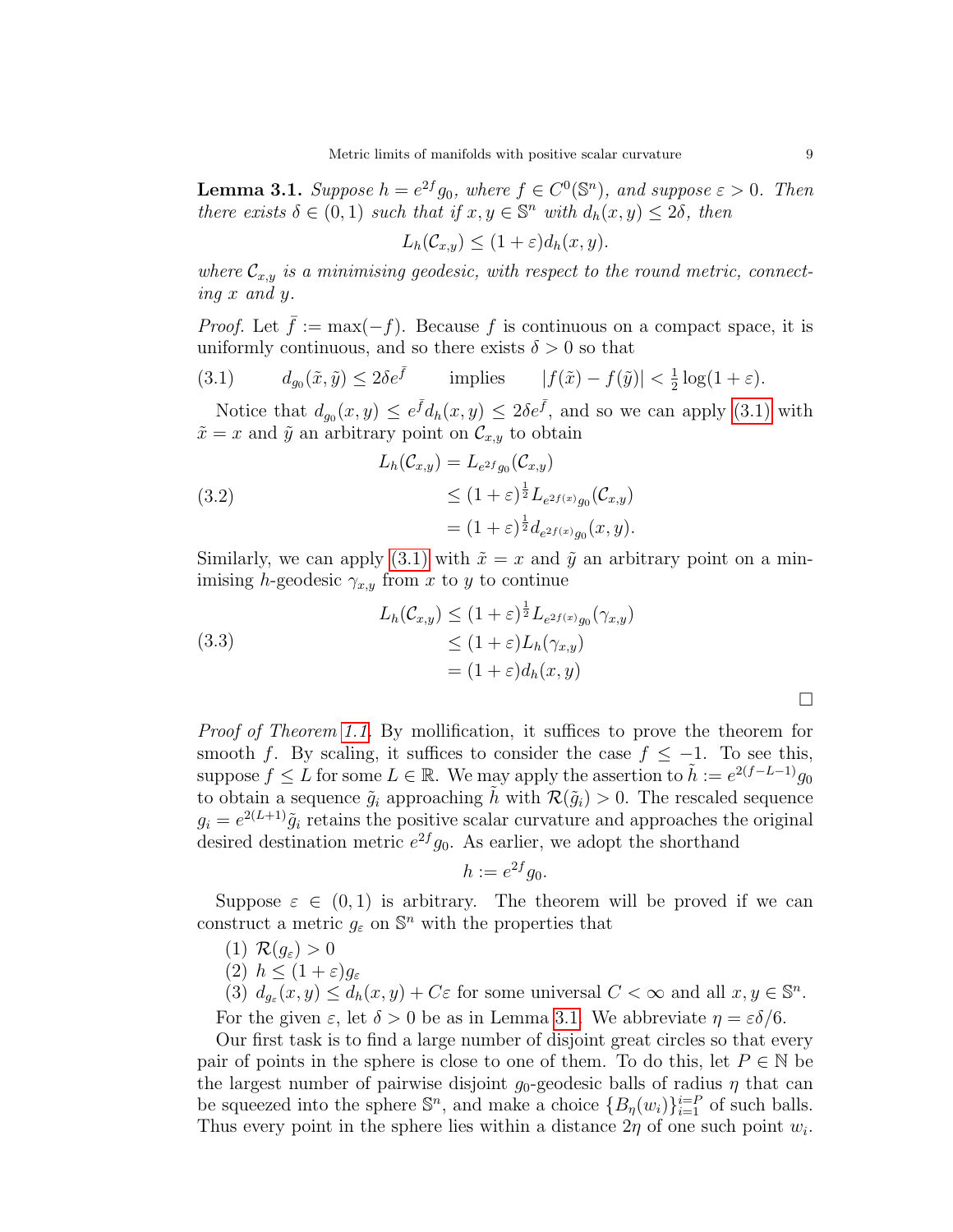**Lemma 3.1.** *Suppose $h = e^{2f} g_0$, where $f \in C^0(\mathbb{S}^n)$, and suppose $\varepsilon > 0$. Then there exists $\delta \in (0,1)$ such that if $x, y \in \mathbb{S}^n$ with $d_h(x,y) \leq 2\delta$, then*

$$L_h(\mathcal{C}_{x,y}) \leq (1+\varepsilon) d_h(x,y).$$

*where $\mathcal{C}_{x,y}$ is a minimising geodesic, with respect to the round metric, connecting $x$ and $y$.*

*Proof.* Let $\bar{f} := \max(-f)$. Because $f$ is continuous on a compact space, it is uniformly continuous, and so there exists $\delta > 0$ so that

$$d_{g_0}(\tilde{x}, \tilde{y}) \leq 2\delta e^{\bar{f}} \qquad \text{implies} \qquad |f(\tilde{x}) - f(\tilde{y})| < \tfrac{1}{2}\log(1+\varepsilon). \tag{3.1}$$

Notice that $d_{g_0}(x,y) \leq e^{\bar{f}} d_h(x,y) \leq 2\delta e^{\bar{f}}$, and so we can apply (3.1) with $\tilde{x} = x$ and $\tilde{y}$ an arbitrary point on $\mathcal{C}_{x,y}$ to obtain

$$\begin{aligned} L_h(\mathcal{C}_{x,y}) &= L_{e^{2f}g_0}(\mathcal{C}_{x,y}) \\ &\leq (1+\varepsilon)^{\frac{1}{2}} L_{e^{2f(x)}g_0}(\mathcal{C}_{x,y}) \\ &= (1+\varepsilon)^{\frac{1}{2}} d_{e^{2f(x)}g_0}(x,y). \end{aligned} \tag{3.2}$$

Similarly, we can apply (3.1) with $\tilde{x} = x$ and $\tilde{y}$ an arbitrary point on a minimising $h$-geodesic $\gamma_{x,y}$ from $x$ to $y$ to continue

$$\begin{aligned} L_h(\mathcal{C}_{x,y}) &\leq (1+\varepsilon)^{\frac{1}{2}} L_{e^{2f(x)}g_0}(\gamma_{x,y}) \\ &\leq (1+\varepsilon) L_h(\gamma_{x,y}) \\ &= (1+\varepsilon) d_h(x,y) \end{aligned} \tag{3.3}$$

$\square$

*Proof of Theorem 1.1.* By mollification, it suffices to prove the theorem for smooth $f$. By scaling, it suffices to consider the case $f \leq -1$. To see this, suppose $f \leq L$ for some $L \in \mathbb{R}$. We may apply the assertion to $\tilde{h} := e^{2(f-L-1)} g_0$ to obtain a sequence $\tilde{g}_i$ approaching $\tilde{h}$ with $\mathcal{R}(\tilde{g}_i) > 0$. The rescaled sequence $g_i = e^{2(L+1)}\tilde{g}_i$ retains the positive scalar curvature and approaches the original desired destination metric $e^{2f}g_0$. As earlier, we adopt the shorthand

$$h := e^{2f} g_0.$$

Suppose $\varepsilon \in (0,1)$ is arbitrary. The theorem will be proved if we can construct a metric $g_\varepsilon$ on $\mathbb{S}^n$ with the properties that

(1) $\mathcal{R}(g_\varepsilon) > 0$
(2) $h \leq (1+\varepsilon) g_\varepsilon$
(3) $d_{g_\varepsilon}(x,y) \leq d_h(x,y) + C\varepsilon$ for some universal $C < \infty$ and all $x, y \in \mathbb{S}^n$.

For the given $\varepsilon$, let $\delta > 0$ be as in Lemma 3.1. We abbreviate $\eta = \varepsilon\delta/6$.

Our first task is to find a large number of disjoint great circles so that every pair of points in the sphere is close to one of them. To do this, let $P \in \mathbb{N}$ be the largest number of pairwise disjoint $g_0$-geodesic balls of radius $\eta$ that can be squeezed into the sphere $\mathbb{S}^n$, and make a choice $\{B_\eta(w_i)\}_{i=1}^{i=P}$ of such balls. Thus every point in the sphere lies within a distance $2\eta$ of one such point $w_i$.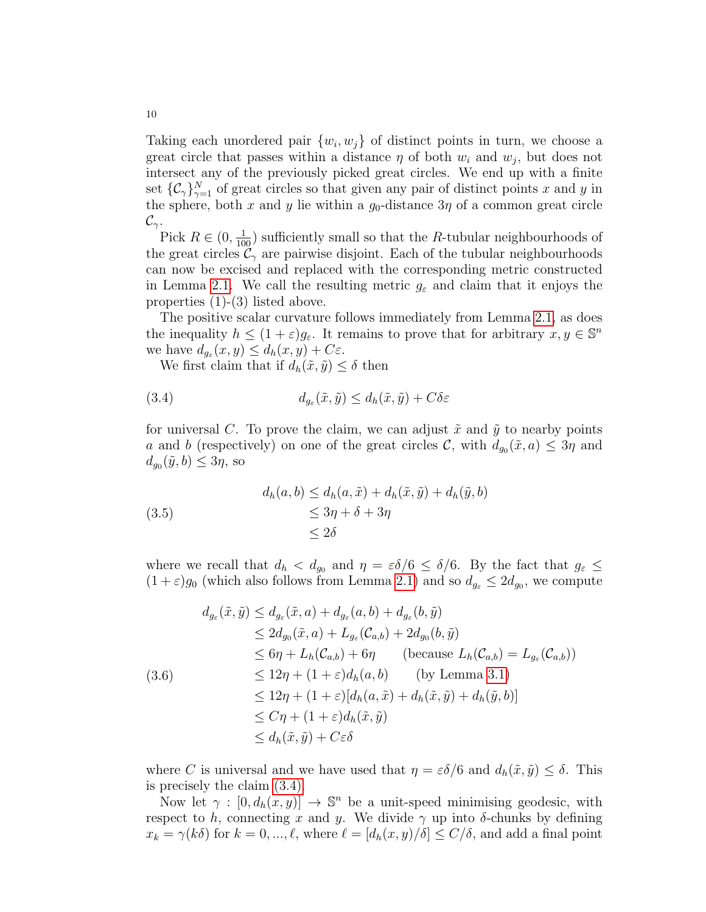Taking each unordered pair $\{w_i, w_j\}$ of distinct points in turn, we choose a great circle that passes within a distance $\eta$ of both $w_i$ and $w_j$, but does not intersect any of the previously picked great circles. We end up with a finite set $\{\mathcal{C}_\gamma\}_{\gamma=1}^N$ of great circles so that given any pair of distinct points $x$ and $y$ in the sphere, both $x$ and $y$ lie within a $g_0$-distance $3\eta$ of a common great circle $\mathcal{C}_\gamma$.

Pick $R \in (0, \frac{1}{100})$ sufficiently small so that the $R$-tubular neighbourhoods of the great circles $\mathcal{C}_\gamma$ are pairwise disjoint. Each of the tubular neighbourhoods can now be excised and replaced with the corresponding metric constructed in Lemma 2.1. We call the resulting metric $g_\varepsilon$ and claim that it enjoys the properties (1)-(3) listed above.

The positive scalar curvature follows immediately from Lemma 2.1, as does the inequality $h \leq (1+\varepsilon) g_\varepsilon$. It remains to prove that for arbitrary $x, y \in \mathbb{S}^n$ we have $d_{g_\varepsilon}(x,y) \leq d_h(x,y) + C\varepsilon$.

We first claim that if $d_h(\tilde{x}, \tilde{y}) \leq \delta$ then

$$d_{g_\varepsilon}(\tilde{x}, \tilde{y}) \leq d_h(\tilde{x}, \tilde{y}) + C\delta\varepsilon \tag{3.4}$$

for universal $C$. To prove the claim, we can adjust $\tilde{x}$ and $\tilde{y}$ to nearby points $a$ and $b$ (respectively) on one of the great circles $\mathcal{C}$, with $d_{g_0}(\tilde{x}, a) \leq 3\eta$ and $d_{g_0}(\tilde{y}, b) \leq 3\eta$, so

$$\begin{aligned} d_h(a,b) &\leq d_h(a, \tilde{x}) + d_h(\tilde{x}, \tilde{y}) + d_h(\tilde{y}, b) \\ &\leq 3\eta + \delta + 3\eta \\ &\leq 2\delta \end{aligned} \tag{3.5}$$

where we recall that $d_h < d_{g_0}$ and $\eta = \varepsilon\delta/6 \leq \delta/6$. By the fact that $g_\varepsilon \leq (1+\varepsilon) g_0$ (which also follows from Lemma 2.1) and so $d_{g_\varepsilon} \leq 2 d_{g_0}$, we compute

$$\begin{aligned} d_{g_\varepsilon}(\tilde{x}, \tilde{y}) &\leq d_{g_\varepsilon}(\tilde{x}, a) + d_{g_\varepsilon}(a,b) + d_{g_\varepsilon}(b, \tilde{y}) \\ &\leq 2 d_{g_0}(\tilde{x}, a) + L_{g_\varepsilon}(\mathcal{C}_{a,b}) + 2 d_{g_0}(b, \tilde{y}) \\ &\leq 6\eta + L_h(\mathcal{C}_{a,b}) + 6\eta \qquad \text{(because } L_h(\mathcal{C}_{a,b}) = L_{g_\varepsilon}(\mathcal{C}_{a,b})\text{)} \\ &\leq 12\eta + (1+\varepsilon) d_h(a,b) \qquad \text{(by Lemma 3.1)} \\ &\leq 12\eta + (1+\varepsilon)[d_h(a, \tilde{x}) + d_h(\tilde{x}, \tilde{y}) + d_h(\tilde{y}, b)] \\ &\leq C\eta + (1+\varepsilon) d_h(\tilde{x}, \tilde{y}) \\ &\leq d_h(\tilde{x}, \tilde{y}) + C\varepsilon\delta \end{aligned} \tag{3.6}$$

where $C$ is universal and we have used that $\eta = \varepsilon\delta/6$ and $d_h(\tilde{x}, \tilde{y}) \leq \delta$. This is precisely the claim (3.4).

Now let $\gamma : [0, d_h(x,y)] \to \mathbb{S}^n$ be a unit-speed minimising geodesic, with respect to $h$, connecting $x$ and $y$. We divide $\gamma$ up into $\delta$-chunks by defining $x_k = \gamma(k\delta)$ for $k = 0, ..., \ell$, where $\ell = [d_h(x,y)/\delta] \leq C/\delta$, and add a final point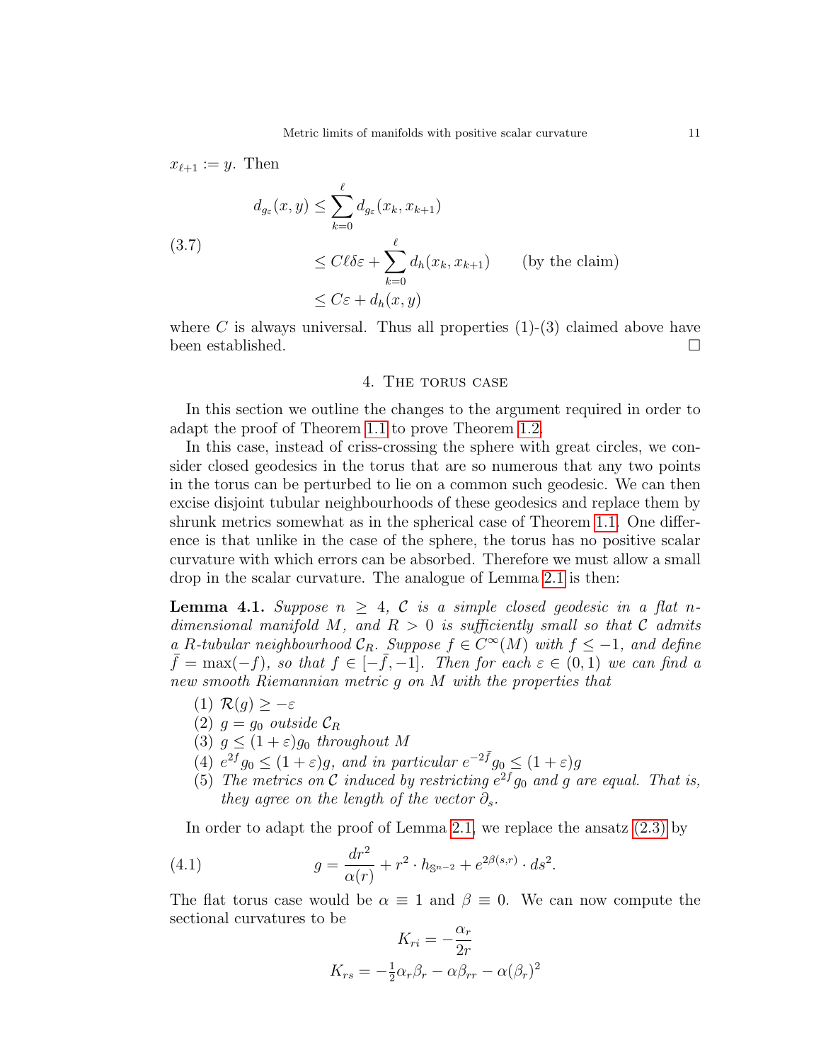$x_{\ell+1} := y$. Then

$$
\begin{aligned}
d_{g_\varepsilon}(x,y) &\leq \sum_{k=0}^{\ell} d_{g_\varepsilon}(x_k, x_{k+1}) \\
&\leq C\ell\delta\varepsilon + \sum_{k=0}^{\ell} d_h(x_k, x_{k+1}) \qquad \text{(by the claim)} \\
&\leq C\varepsilon + d_h(x,y)
\end{aligned} \tag{3.7}
$$

where $C$ is always universal. Thus all properties (1)-(3) claimed above have been established. □

## 4. The torus case

In this section we outline the changes to the argument required in order to adapt the proof of Theorem 1.1 to prove Theorem 1.2.

In this case, instead of criss-crossing the sphere with great circles, we consider closed geodesics in the torus that are so numerous that any two points in the torus can be perturbed to lie on a common such geodesic. We can then excise disjoint tubular neighbourhoods of these geodesics and replace them by shrunk metrics somewhat as in the spherical case of Theorem 1.1. One difference is that unlike in the case of the sphere, the torus has no positive scalar curvature with which errors can be absorbed. Therefore we must allow a small drop in the scalar curvature. The analogue of Lemma 2.1 is then:

**Lemma 4.1.** *Suppose $n \geq 4$, $\mathcal{C}$ is a simple closed geodesic in a flat $n$-dimensional manifold $M$, and $R > 0$ is sufficiently small so that $\mathcal{C}$ admits a $R$-tubular neighbourhood $\mathcal{C}_R$. Suppose $f \in C^\infty(M)$ with $f \leq -1$, and define $\bar{f} = \max(-f)$, so that $f \in [-\bar{f}, -1]$. Then for each $\varepsilon \in (0,1)$ we can find a new smooth Riemannian metric $g$ on $M$ with the properties that*

1. *$\mathcal{R}(g) \geq -\varepsilon$*
2. *$g = g_0$ outside $\mathcal{C}_R$*
3. *$g \leq (1+\varepsilon)g_0$ throughout $M$*
4. *$e^{2f} g_0 \leq (1+\varepsilon)g$, and in particular $e^{-2\bar{f}} g_0 \leq (1+\varepsilon)g$*
5. *The metrics on $\mathcal{C}$ induced by restricting $e^{2f}g_0$ and $g$ are equal. That is, they agree on the length of the vector $\partial_s$.*

In order to adapt the proof of Lemma 2.1, we replace the ansatz (2.3) by

$$
g = \frac{dr^2}{\alpha(r)} + r^2 \cdot h_{\mathbb{S}^{n-2}} + e^{2\beta(s,r)} \cdot ds^2. \tag{4.1}
$$

The flat torus case would be $\alpha \equiv 1$ and $\beta \equiv 0$. We can now compute the sectional curvatures to be

$$
K_{ri} = -\frac{\alpha_r}{2r}
$$

$$
K_{rs} = -\tfrac{1}{2}\alpha_r\beta_r - \alpha\beta_{rr} - \alpha(\beta_r)^2
$$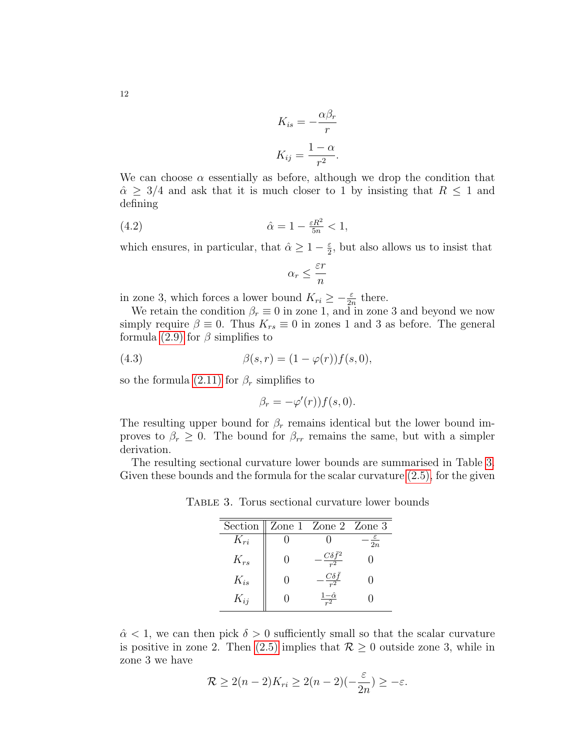$$K_{is} = -\frac{\alpha\beta_r}{r}$$

$$K_{ij} = \frac{1-\alpha}{r^2}.$$

We can choose $\alpha$ essentially as before, although we drop the condition that $\hat{\alpha} \geq 3/4$ and ask that it is much closer to 1 by insisting that $R \leq 1$ and defining

$$\hat{\alpha} = 1 - \tfrac{\varepsilon R^2}{5n} < 1, \tag{4.2}$$

which ensures, in particular, that $\hat{\alpha} \geq 1 - \frac{\varepsilon}{2}$, but also allows us to insist that

$$\alpha_r \leq \frac{\varepsilon r}{n}$$

in zone 3, which forces a lower bound $K_{ri} \geq -\frac{\varepsilon}{2n}$ there.

We retain the condition $\beta_r \equiv 0$ in zone 1, and in zone 3 and beyond we now simply require $\beta \equiv 0$. Thus $K_{rs} \equiv 0$ in zones 1 and 3 as before. The general formula (2.9) for $\beta$ simplifies to

$$\beta(s, r) = (1 - \varphi(r))f(s, 0), \tag{4.3}$$

so the formula (2.11) for $\beta_r$ simplifies to

$$\beta_r = -\varphi'(r))f(s, 0).$$

The resulting upper bound for $\beta_r$ remains identical but the lower bound improves to $\beta_r \geq 0$. The bound for $\beta_{rr}$ remains the same, but with a simpler derivation.

The resulting sectional curvature lower bounds are summarised in Table 3. Given these bounds and the formula for the scalar curvature (2.5), for the given $\hat{\alpha} < 1$, we can then pick $\delta > 0$ sufficiently small so that the scalar curvature is positive in zone 2. Then (2.5) implies that $\mathcal{R} \geq 0$ outside zone 3, while in zone 3 we have

Table 3. Torus sectional curvature lower bounds

| Section | Zone 1 | Zone 2 | Zone 3 |
|---|---|---|---|
| $K_{ri}$ | 0 | 0 | $-\frac{\varepsilon}{2n}$ |
| $K_{rs}$ | 0 | $-\frac{C\delta \bar{f}^2}{r^2}$ | 0 |
| $K_{is}$ | 0 | $-\frac{C\delta \bar{f}}{r^2}$ | 0 |
| $K_{ij}$ | 0 | $\frac{1-\hat{\alpha}}{r^2}$ | 0 |

$$\mathcal{R} \geq 2(n-2)K_{ri} \geq 2(n-2)(-\frac{\varepsilon}{2n}) \geq -\varepsilon.$$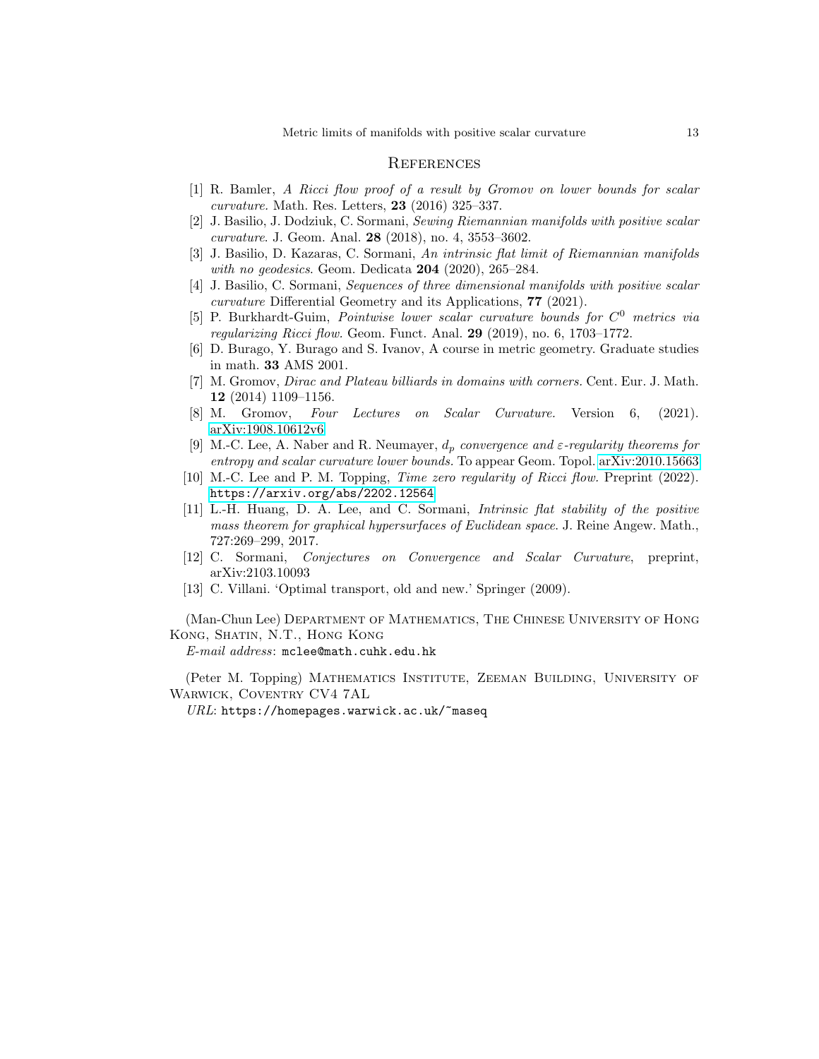## References

[1] R. Bamler, *A Ricci flow proof of a result by Gromov on lower bounds for scalar curvature.* Math. Res. Letters, **23** (2016) 325–337.

[2] J. Basilio, J. Dodziuk, C. Sormani, *Sewing Riemannian manifolds with positive scalar curvature*. J. Geom. Anal. **28** (2018), no. 4, 3553–3602.

[3] J. Basilio, D. Kazaras, C. Sormani, *An intrinsic flat limit of Riemannian manifolds with no geodesics*. Geom. Dedicata **204** (2020), 265–284.

[4] J. Basilio, C. Sormani, *Sequences of three dimensional manifolds with positive scalar curvature* Differential Geometry and its Applications, **77** (2021).

[5] P. Burkhardt-Guim, *Pointwise lower scalar curvature bounds for $C^0$ metrics via regularizing Ricci flow.* Geom. Funct. Anal. **29** (2019), no. 6, 1703–1772.

[6] D. Burago, Y. Burago and S. Ivanov, A course in metric geometry. Graduate studies in math. **33** AMS 2001.

[7] M. Gromov, *Dirac and Plateau billiards in domains with corners.* Cent. Eur. J. Math. **12** (2014) 1109–1156.

[8] M. Gromov, *Four Lectures on Scalar Curvature.* Version 6, (2021). arXiv:1908.10612v6

[9] M.-C. Lee, A. Naber and R. Neumayer, *$d_p$ convergence and $\varepsilon$-regularity theorems for entropy and scalar curvature lower bounds.* To appear Geom. Topol. arXiv:2010.15663

[10] M.-C. Lee and P. M. Topping, *Time zero regularity of Ricci flow.* Preprint (2022). `https://arxiv.org/abs/2202.12564`

[11] L.-H. Huang, D. A. Lee, and C. Sormani, *Intrinsic flat stability of the positive mass theorem for graphical hypersurfaces of Euclidean space*. J. Reine Angew. Math., 727:269–299, 2017.

[12] C. Sormani, *Conjectures on Convergence and Scalar Curvature*, preprint, arXiv:2103.10093

[13] C. Villani. 'Optimal transport, old and new.' Springer (2009).

(Man-Chun Lee) Department of Mathematics, The Chinese University of Hong Kong, Shatin, N.T., Hong Kong

*E-mail address*: `mclee@math.cuhk.edu.hk`

(Peter M. Topping) Mathematics Institute, Zeeman Building, University of Warwick, Coventry CV4 7AL

*URL*: `https://homepages.warwick.ac.uk/~maseq`